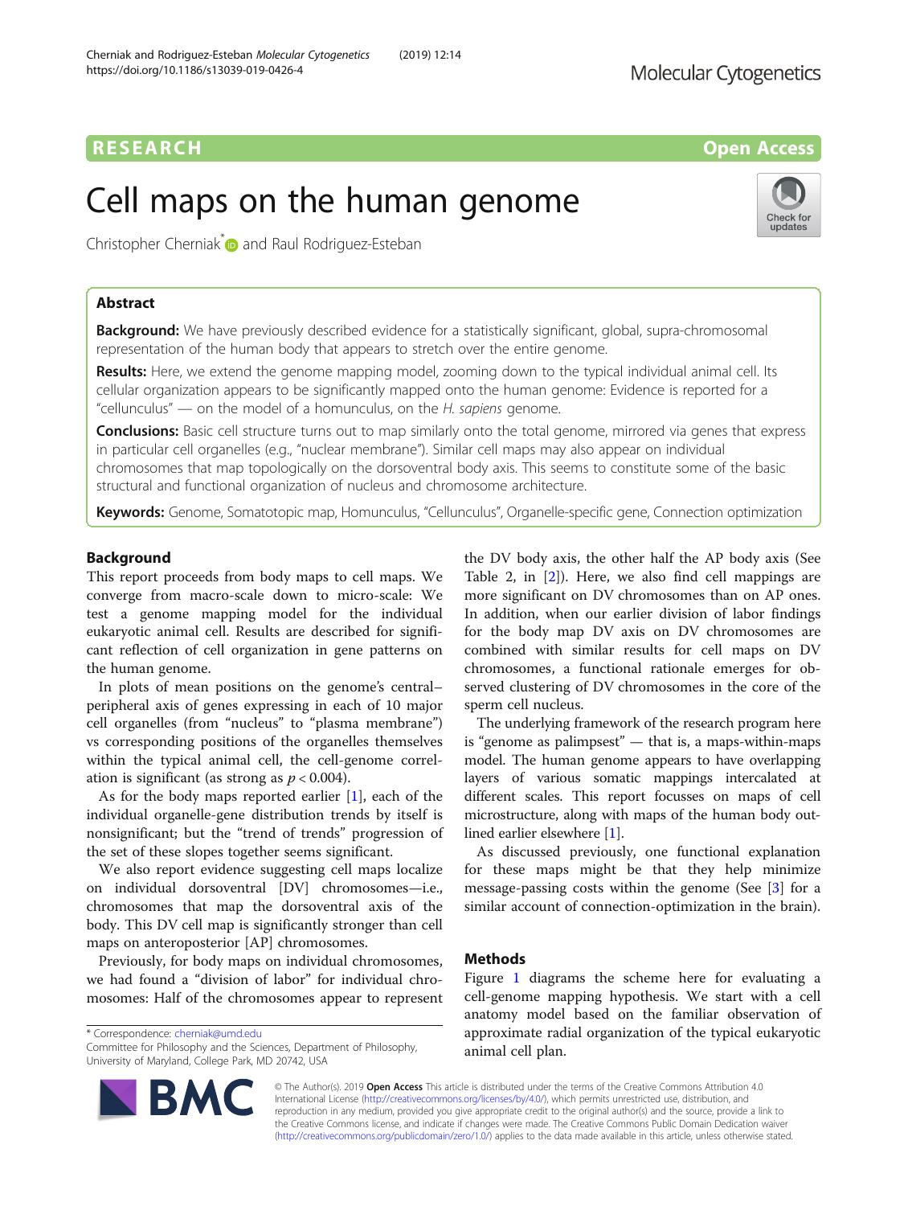RESEARCH Open Access

# Cell maps on the human genome

Christopher Cherniak* and Raul Rodriguez-Esteban

## Abstract

**Background:** We have previously described evidence for a statistically significant, global, supra-chromosomal representation of the human body that appears to stretch over the entire genome.

**Results:** Here, we extend the genome mapping model, zooming down to the typical individual animal cell. Its cellular organization appears to be significantly mapped onto the human genome: Evidence is reported for a "cellunculus" — on the model of a homunculus, on the *H. sapiens* genome.

**Conclusions:** Basic cell structure turns out to map similarly onto the total genome, mirrored via genes that express in particular cell organelles (e.g., "nuclear membrane"). Similar cell maps may also appear on individual chromosomes that map topologically on the dorsoventral body axis. This seems to constitute some of the basic structural and functional organization of nucleus and chromosome architecture.

**Keywords:** Genome, Somatotopic map, Homunculus, "Cellunculus", Organelle-specific gene, Connection optimization

## Background

This report proceeds from body maps to cell maps. We converge from macro-scale down to micro-scale: We test a genome mapping model for the individual eukaryotic animal cell. Results are described for significant reflection of cell organization in gene patterns on the human genome.

In plots of mean positions on the genome's central–peripheral axis of genes expressing in each of 10 major cell organelles (from "nucleus" to "plasma membrane") vs corresponding positions of the organelles themselves within the typical animal cell, the cell-genome correlation is significant (as strong as $p < 0.004$).

As for the body maps reported earlier [1], each of the individual organelle-gene distribution trends by itself is nonsignificant; but the "trend of trends" progression of the set of these slopes together seems significant.

We also report evidence suggesting cell maps localize on individual dorsoventral [DV] chromosomes—i.e., chromosomes that map the dorsoventral axis of the body. This DV cell map is significantly stronger than cell maps on anteroposterior [AP] chromosomes.

Previously, for body maps on individual chromosomes, we had found a "division of labor" for individual chromosomes: Half of the chromosomes appear to represent the DV body axis, the other half the AP body axis (See Table 2, in [2]). Here, we also find cell mappings are more significant on DV chromosomes than on AP ones. In addition, when our earlier division of labor findings for the body map DV axis on DV chromosomes are combined with similar results for cell maps on DV chromosomes, a functional rationale emerges for observed clustering of DV chromosomes in the core of the sperm cell nucleus.

The underlying framework of the research program here is "genome as palimpsest" — that is, a maps-within-maps model. The human genome appears to have overlapping layers of various somatic mappings intercalated at different scales. This report focusses on maps of cell microstructure, along with maps of the human body outlined earlier elsewhere [1].

As discussed previously, one functional explanation for these maps might be that they help minimize message-passing costs within the genome (See [3] for a similar account of connection-optimization in the brain).

## Methods

Figure 1 diagrams the scheme here for evaluating a cell-genome mapping hypothesis. We start with a cell anatomy model based on the familiar observation of approximate radial organization of the typical eukaryotic animal cell plan.

* Correspondence: cherniak@umd.edu
Committee for Philosophy and the Sciences, Department of Philosophy, University of Maryland, College Park, MD 20742, USA

© The Author(s). 2019 **Open Access** This article is distributed under the terms of the Creative Commons Attribution 4.0 International License (http://creativecommons.org/licenses/by/4.0/), which permits unrestricted use, distribution, and reproduction in any medium, provided you give appropriate credit to the original author(s) and the source, provide a link to the Creative Commons license, and indicate if changes were made. The Creative Commons Public Domain Dedication waiver (http://creativecommons.org/publicdomain/zero/1.0/) applies to the data made available in this article, unless otherwise stated.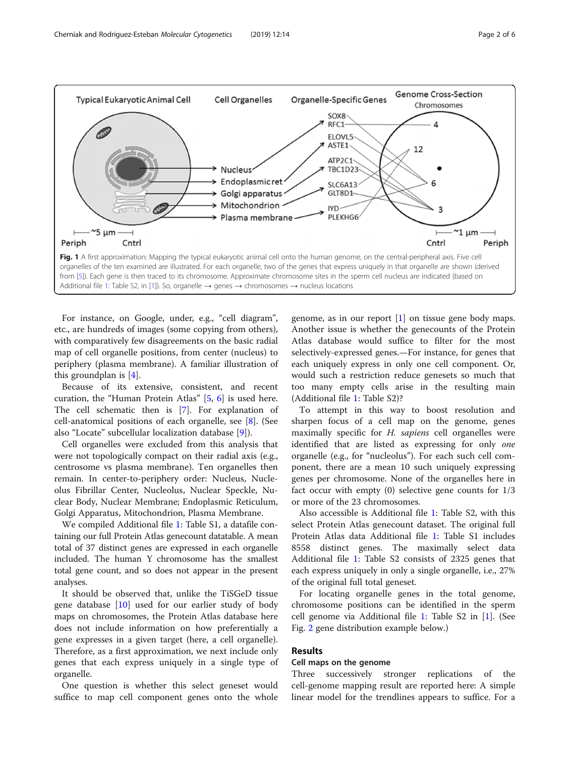Fig. 1 A first approximation: Mapping the typical eukaryotic animal cell onto the human genome, on the central-peripheral axis. Five cell organelles of the ten examined are illustrated. For each organelle, two of the genes that express uniquely in that organelle are shown (derived from [5]). Each gene is then traced to its chromosome. Approximate chromosome sites in the sperm cell nucleus are indicated (based on Additional file 1: Table S2, in [1]). So, organelle → genes → chromosomes → nucleus locations

For instance, on Google, under, e.g., "cell diagram", etc., are hundreds of images (some copying from others), with comparatively few disagreements on the basic radial map of cell organelle positions, from center (nucleus) to periphery (plasma membrane). A familiar illustration of this groundplan is [4].

Because of its extensive, consistent, and recent curation, the "Human Protein Atlas" [5, 6] is used here. The cell schematic then is [7]. For explanation of cell-anatomical positions of each organelle, see [8]. (See also "Locate" subcellular localization database [9]).

Cell organelles were excluded from this analysis that were not topologically compact on their radial axis (e.g., centrosome vs plasma membrane). Ten organelles then remain. In center-to-periphery order: Nucleus, Nucleolus Fibrillar Center, Nucleolus, Nuclear Speckle, Nuclear Body, Nuclear Membrane; Endoplasmic Reticulum, Golgi Apparatus, Mitochondrion, Plasma Membrane.

We compiled Additional file 1: Table S1, a datafile containing our full Protein Atlas genecount datatable. A mean total of 37 distinct genes are expressed in each organelle included. The human Y chromosome has the smallest total gene count, and so does not appear in the present analyses.

It should be observed that, unlike the TiSGeD tissue gene database [10] used for our earlier study of body maps on chromosomes, the Protein Atlas database here does not include information on how preferentially a gene expresses in a given target (here, a cell organelle). Therefore, as a first approximation, we next include only genes that each express uniquely in a single type of organelle.

One question is whether this select geneset would suffice to map cell component genes onto the whole genome, as in our report [1] on tissue gene body maps. Another issue is whether the genecounts of the Protein Atlas database would suffice to filter for the most selectively-expressed genes.—For instance, for genes that each uniquely express in only one cell component. Or, would such a restriction reduce genesets so much that too many empty cells arise in the resulting main (Additional file 1: Table S2)?

To attempt in this way to boost resolution and sharpen focus of a cell map on the genome, genes maximally specific for *H. sapiens* cell organelles were identified that are listed as expressing for only *one* organelle (e.g., for "nucleolus"). For each such cell component, there are a mean 10 such uniquely expressing genes per chromosome. None of the organelles here in fact occur with empty (0) selective gene counts for 1/3 or more of the 23 chromosomes.

Also accessible is Additional file 1: Table S2, with this select Protein Atlas genecount dataset. The original full Protein Atlas data Additional file 1: Table S1 includes 8558 distinct genes. The maximally select data Additional file 1: Table S2 consists of 2325 genes that each express uniquely in only a single organelle, i.e., 27% of the original full total geneset.

For locating organelle genes in the total genome, chromosome positions can be identified in the sperm cell genome via Additional file 1: Table S2 in [1]. (See Fig. 2 gene distribution example below.)

## Results

### Cell maps on the genome

Three successively stronger replications of the cell-genome mapping result are reported here: A simple linear model for the trendlines appears to suffice. For a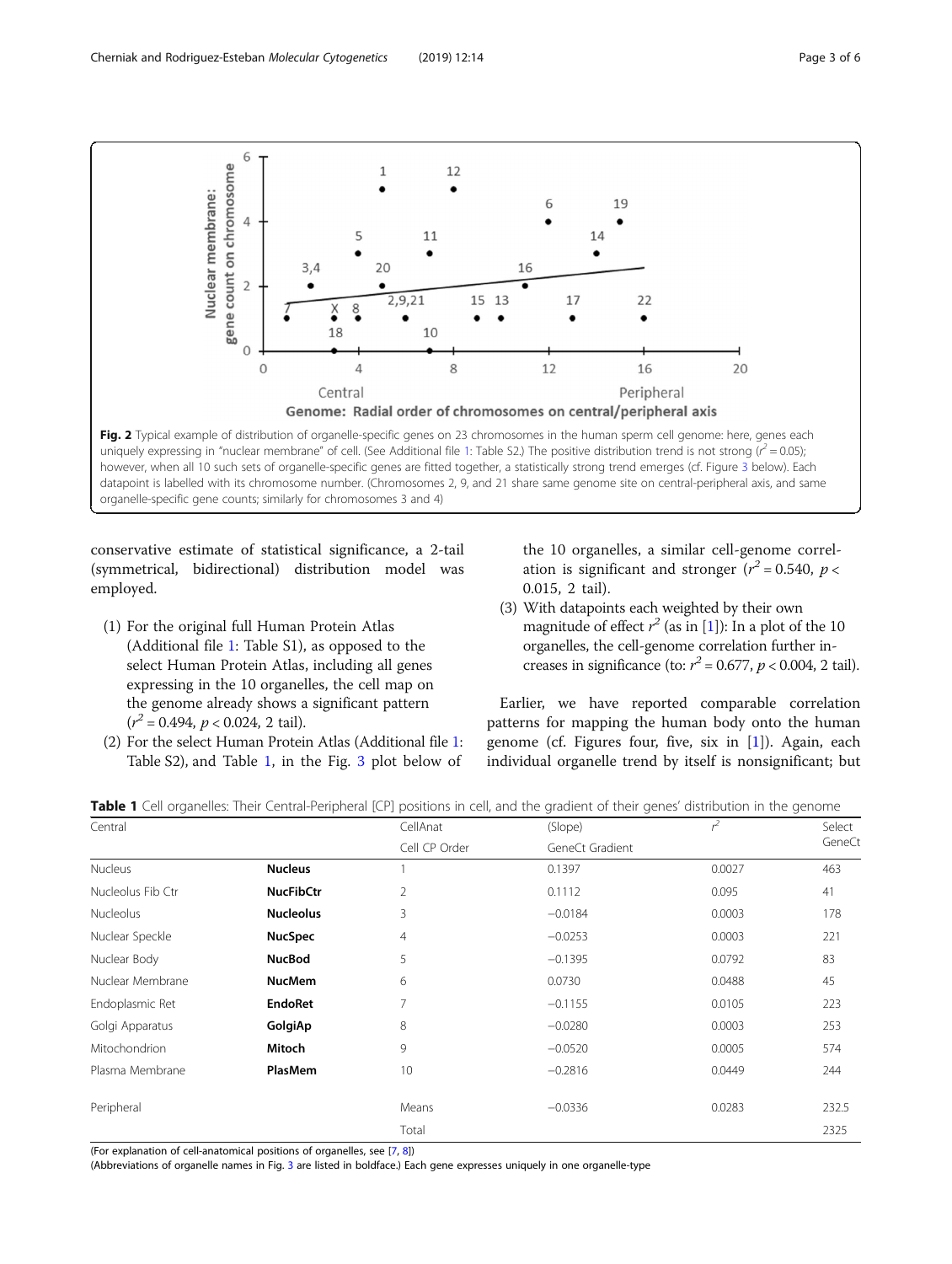**Fig. 2** Typical example of distribution of organelle-specific genes on 23 chromosomes in the human sperm cell genome: here, genes each uniquely expressing in "nuclear membrane" of cell. (See Additional file 1: Table S2.) The positive distribution trend is not strong ($r^2 = 0.05$); however, when all 10 such sets of organelle-specific genes are fitted together, a statistically strong trend emerges (cf. Figure 3 below). Each datapoint is labelled with its chromosome number. (Chromosomes 2, 9, and 21 share same genome site on central-peripheral axis, and same organelle-specific gene counts; similarly for chromosomes 3 and 4)

conservative estimate of statistical significance, a 2-tail (symmetrical, bidirectional) distribution model was employed.

1. For the original full Human Protein Atlas (Additional file 1: Table S1), as opposed to the select Human Protein Atlas, including all genes expressing in the 10 organelles, the cell map on the genome already shows a significant pattern ($r^2 = 0.494$, $p < 0.024$, 2 tail).
2. For the select Human Protein Atlas (Additional file 1: Table S2), and Table 1, in the Fig. 3 plot below of the 10 organelles, a similar cell-genome correlation is significant and stronger ($r^2 = 0.540$, $p < 0.015$, 2 tail).
3. With datapoints each weighted by their own magnitude of effect $r^2$ (as in [1]): In a plot of the 10 organelles, the cell-genome correlation further increases in significance (to: $r^2 = 0.677$, $p < 0.004$, 2 tail).

Earlier, we have reported comparable correlation patterns for mapping the human body onto the human genome (cf. Figures four, five, six in [1]). Again, each individual organelle trend by itself is nonsignificant; but

**Table 1** Cell organelles: Their Central-Peripheral [CP] positions in cell, and the gradient of their genes' distribution in the genome

| Central | | CellAnat Cell CP Order | (Slope) GeneCt Gradient | $r^2$ | Select GeneCt |
|---|---|---|---|---|---|
| Nucleus | **Nucleus** | 1 | 0.1397 | 0.0027 | 463 |
| Nucleolus Fib Ctr | **NucFibCtr** | 2 | 0.1112 | 0.095 | 41 |
| Nucleolus | **Nucleolus** | 3 | −0.0184 | 0.0003 | 178 |
| Nuclear Speckle | **NucSpec** | 4 | −0.0253 | 0.0003 | 221 |
| Nuclear Body | **NucBod** | 5 | −0.1395 | 0.0792 | 83 |
| Nuclear Membrane | **NucMem** | 6 | 0.0730 | 0.0488 | 45 |
| Endoplasmic Ret | **EndoRet** | 7 | −0.1155 | 0.0105 | 223 |
| Golgi Apparatus | **GolgiAp** | 8 | −0.0280 | 0.0003 | 253 |
| Mitochondrion | **Mitoch** | 9 | −0.0520 | 0.0005 | 574 |
| Plasma Membrane | **PlasMem** | 10 | −0.2816 | 0.0449 | 244 |
| Peripheral | | Means | −0.0336 | 0.0283 | 232.5 |
| | | Total | | | 2325 |

(For explanation of cell-anatomical positions of organelles, see [7, 8])
(Abbreviations of organelle names in Fig. 3 are listed in boldface.) Each gene expresses uniquely in one organelle-type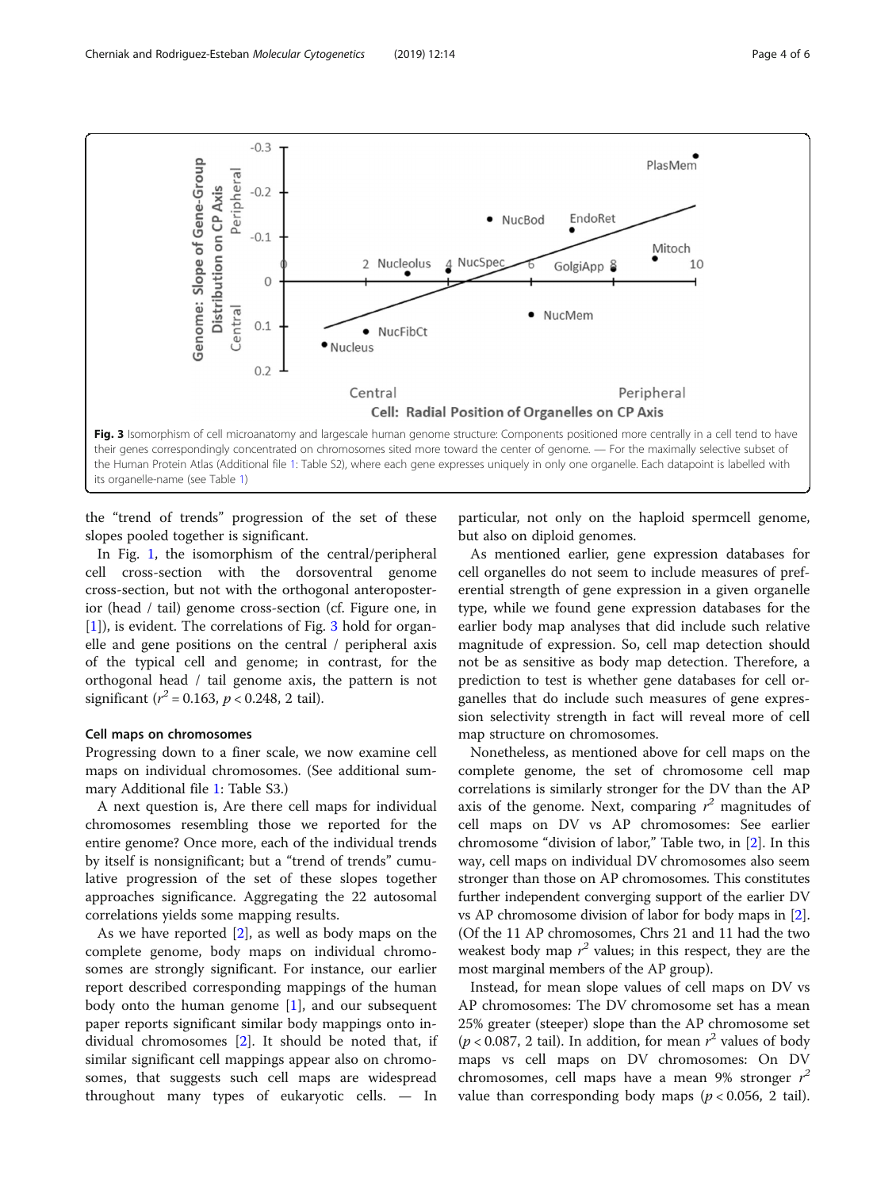**Fig. 3** Isomorphism of cell microanatomy and largescale human genome structure: Components positioned more centrally in a cell tend to have their genes correspondingly concentrated on chromosomes sited more toward the center of genome. — For the maximally selective subset of the Human Protein Atlas (Additional file 1: Table S2), where each gene expresses uniquely in only one organelle. Each datapoint is labelled with its organelle-name (see Table 1)

the "trend of trends" progression of the set of these slopes pooled together is significant.

In Fig. 1, the isomorphism of the central/peripheral cell cross-section with the dorsoventral genome cross-section, but not with the orthogonal anteroposterior (head / tail) genome cross-section (cf. Figure one, in [1]), is evident. The correlations of Fig. 3 hold for organelle and gene positions on the central / peripheral axis of the typical cell and genome; in contrast, for the orthogonal head / tail genome axis, the pattern is not significant ($r^2 = 0.163$, $p < 0.248$, 2 tail).

### Cell maps on chromosomes

Progressing down to a finer scale, we now examine cell maps on individual chromosomes. (See additional summary Additional file 1: Table S3.)

A next question is, Are there cell maps for individual chromosomes resembling those we reported for the entire genome? Once more, each of the individual trends by itself is nonsignificant; but a "trend of trends" cumulative progression of the set of these slopes together approaches significance. Aggregating the 22 autosomal correlations yields some mapping results.

As we have reported [2], as well as body maps on the complete genome, body maps on individual chromosomes are strongly significant. For instance, our earlier report described corresponding mappings of the human body onto the human genome [1], and our subsequent paper reports significant similar body mappings onto individual chromosomes [2]. It should be noted that, if similar significant cell mappings appear also on chromosomes, that suggests such cell maps are widespread throughout many types of eukaryotic cells. — In particular, not only on the haploid spermcell genome, but also on diploid genomes.

As mentioned earlier, gene expression databases for cell organelles do not seem to include measures of preferential strength of gene expression in a given organelle type, while we found gene expression databases for the earlier body map analyses that did include such relative magnitude of expression. So, cell map detection should not be as sensitive as body map detection. Therefore, a prediction to test is whether gene databases for cell organelles that do include such measures of gene expression selectivity strength in fact will reveal more of cell map structure on chromosomes.

Nonetheless, as mentioned above for cell maps on the complete genome, the set of chromosome cell map correlations is similarly stronger for the DV than the AP axis of the genome. Next, comparing $r^2$ magnitudes of cell maps on DV vs AP chromosomes: See earlier chromosome "division of labor," Table two, in [2]. In this way, cell maps on individual DV chromosomes also seem stronger than those on AP chromosomes. This constitutes further independent converging support of the earlier DV vs AP chromosome division of labor for body maps in [2]. (Of the 11 AP chromosomes, Chrs 21 and 11 had the two weakest body map $r^2$ values; in this respect, they are the most marginal members of the AP group).

Instead, for mean slope values of cell maps on DV vs AP chromosomes: The DV chromosome set has a mean 25% greater (steeper) slope than the AP chromosome set ($p < 0.087$, 2 tail). In addition, for mean $r^2$ values of body maps vs cell maps on DV chromosomes: On DV chromosomes, cell maps have a mean 9% stronger $r^2$ value than corresponding body maps ($p < 0.056$, 2 tail).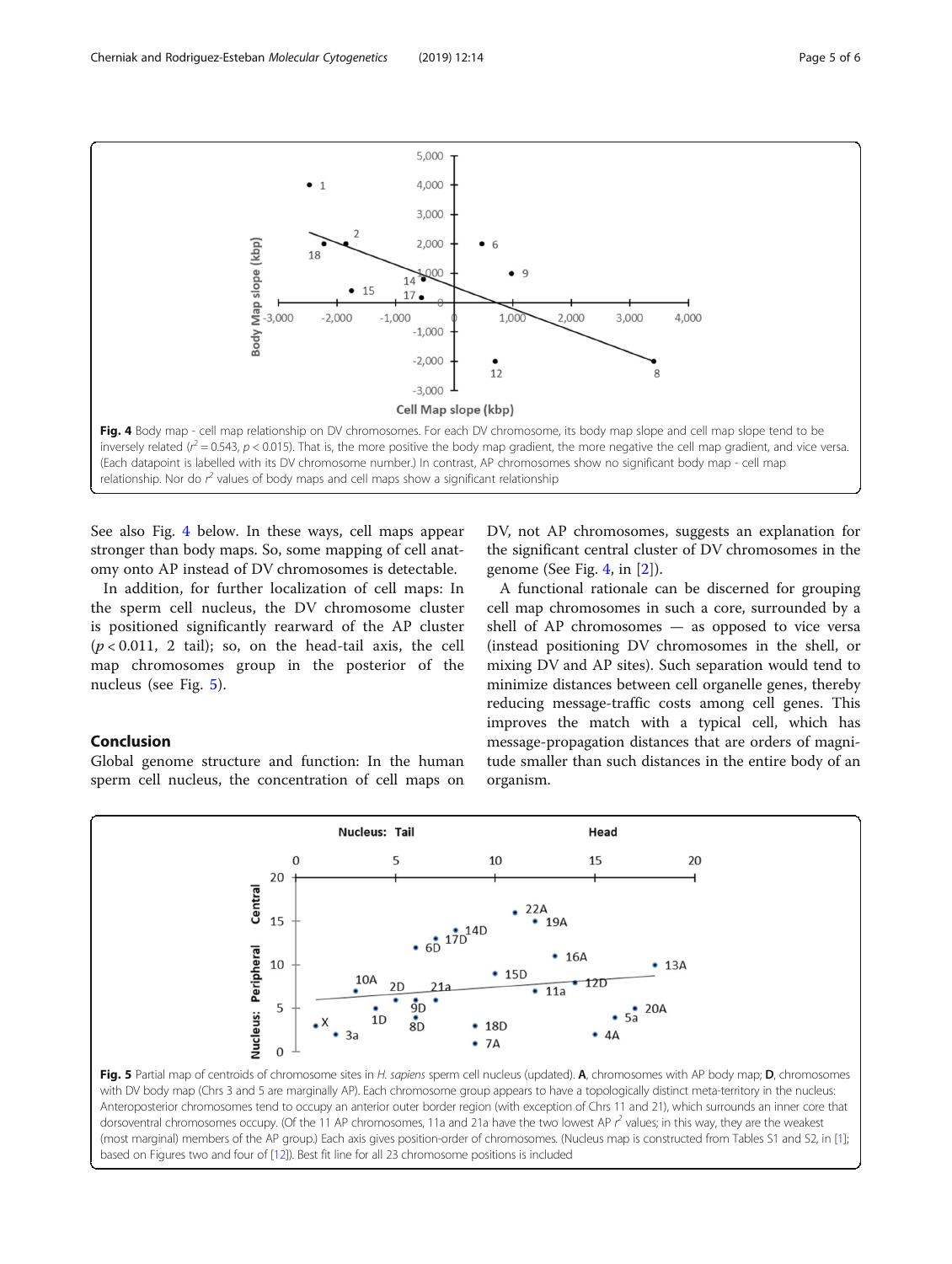**Fig. 4** Body map - cell map relationship on DV chromosomes. For each DV chromosome, its body map slope and cell map slope tend to be inversely related ($r^2 = 0.543$, $p < 0.015$). That is, the more positive the body map gradient, the more negative the cell map gradient, and vice versa. (Each datapoint is labelled with its DV chromosome number.) In contrast, AP chromosomes show no significant body map - cell map relationship. Nor do $r^2$ values of body maps and cell maps show a significant relationship

See also Fig. 4 below. In these ways, cell maps appear stronger than body maps. So, some mapping of cell anatomy onto AP instead of DV chromosomes is detectable.

In addition, for further localization of cell maps: In the sperm cell nucleus, the DV chromosome cluster is positioned significantly rearward of the AP cluster ($p < 0.011$, 2 tail); so, on the head-tail axis, the cell map chromosomes group in the posterior of the nucleus (see Fig. 5).

## Conclusion

Global genome structure and function: In the human sperm cell nucleus, the concentration of cell maps on DV, not AP chromosomes, suggests an explanation for the significant central cluster of DV chromosomes in the genome (See Fig. 4, in [2]).

A functional rationale can be discerned for grouping cell map chromosomes in such a core, surrounded by a shell of AP chromosomes — as opposed to vice versa (instead positioning DV chromosomes in the shell, or mixing DV and AP sites). Such separation would tend to minimize distances between cell organelle genes, thereby reducing message-traffic costs among cell genes. This improves the match with a typical cell, which has message-propagation distances that are orders of magnitude smaller than such distances in the entire body of an organism.

**Fig. 5** Partial map of centroids of chromosome sites in *H. sapiens* sperm cell nucleus (updated). **A**, chromosomes with AP body map; **D**, chromosomes with DV body map (Chrs 3 and 5 are marginally AP). Each chromosome group appears to have a topologically distinct meta-territory in the nucleus: Anteroposterior chromosomes tend to occupy an anterior outer border region (with exception of Chrs 11 and 21), which surrounds an inner core that dorsoventral chromosomes occupy. (Of the 11 AP chromosomes, 11a and 21a have the two lowest AP $r^2$ values; in this way, they are the weakest (most marginal) members of the AP group.) Each axis gives position-order of chromosomes. (Nucleus map is constructed from Tables S1 and S2, in [1]; based on Figures two and four of [12]). Best fit line for all 23 chromosome positions is included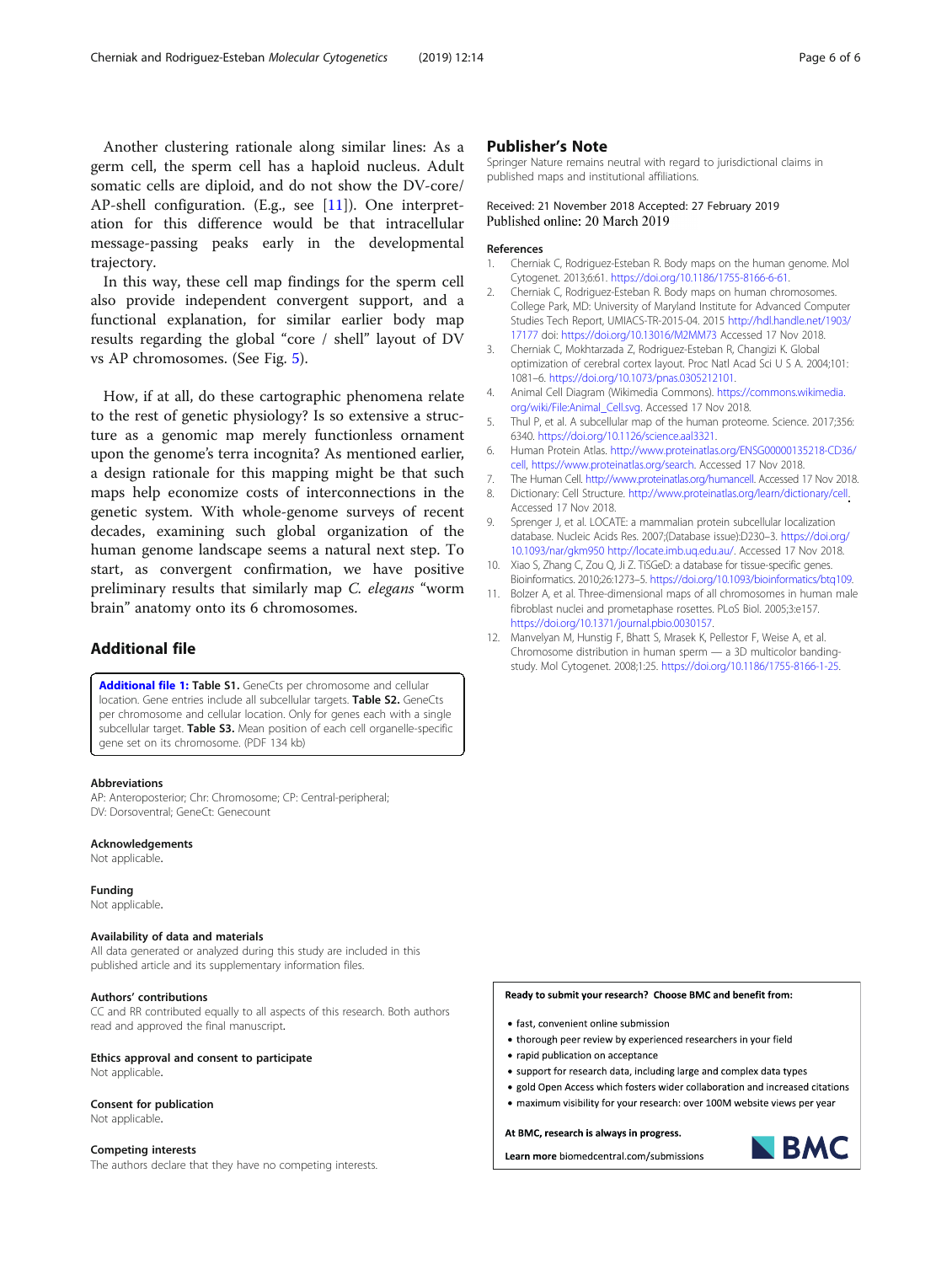Another clustering rationale along similar lines: As a germ cell, the sperm cell has a haploid nucleus. Adult somatic cells are diploid, and do not show the DV-core/AP-shell configuration. (E.g., see [11]). One interpretation for this difference would be that intracellular message-passing peaks early in the developmental trajectory.

In this way, these cell map findings for the sperm cell also provide independent convergent support, and a functional explanation, for similar earlier body map results regarding the global "core / shell" layout of DV vs AP chromosomes. (See Fig. 5).

How, if at all, do these cartographic phenomena relate to the rest of genetic physiology? Is so extensive a structure as a genomic map merely functionless ornament upon the genome's terra incognita? As mentioned earlier, a design rationale for this mapping might be that such maps help economize costs of interconnections in the genetic system. With whole-genome surveys of recent decades, examining such global organization of the human genome landscape seems a natural next step. To start, as convergent confirmation, we have positive preliminary results that similarly map *C. elegans* "worm brain" anatomy onto its 6 chromosomes.

## Additional file

**Additional file 1: Table S1.** GeneCts per chromosome and cellular location. Gene entries include all subcellular targets. **Table S2.** GeneCts per chromosome and cellular location. Only for genes each with a single subcellular target. **Table S3.** Mean position of each cell organelle-specific gene set on its chromosome. (PDF 134 kb)

#### Abbreviations

AP: Anteroposterior; Chr: Chromosome; CP: Central-peripheral; DV: Dorsoventral; GeneCt: Genecount

#### Acknowledgements

Not applicable.

#### Funding

Not applicable.

#### Availability of data and materials

All data generated or analyzed during this study are included in this published article and its supplementary information files.

#### Authors' contributions

CC and RR contributed equally to all aspects of this research. Both authors read and approved the final manuscript.

#### Ethics approval and consent to participate

Not applicable.

#### Consent for publication

Not applicable.

#### Competing interests

The authors declare that they have no competing interests.

## Publisher's Note

Springer Nature remains neutral with regard to jurisdictional claims in published maps and institutional affiliations.

Received: 21 November 2018 Accepted: 27 February 2019
Published online: 20 March 2019

#### References

1. Cherniak C, Rodriguez-Esteban R. Body maps on the human genome. Mol Cytogenet. 2013;6:61. https://doi.org/10.1186/1755-8166-6-61.
2. Cherniak C, Rodriguez-Esteban R. Body maps on human chromosomes. College Park, MD: University of Maryland Institute for Advanced Computer Studies Tech Report, UMIACS-TR-2015-04. 2015 http://hdl.handle.net/1903/17177 doi: https://doi.org/10.13016/M2MM73 Accessed 17 Nov 2018.
3. Cherniak C, Mokhtarzada Z, Rodriguez-Esteban R, Changizi K. Global optimization of cerebral cortex layout. Proc Natl Acad Sci U S A. 2004;101:1081–6. https://doi.org/10.1073/pnas.0305212101.
4. Animal Cell Diagram (Wikimedia Commons). https://commons.wikimedia.org/wiki/File:Animal_Cell.svg. Accessed 17 Nov 2018.
5. Thul P, et al. A subcellular map of the human proteome. Science. 2017;356:6340. https://doi.org/10.1126/science.aal3321.
6. Human Protein Atlas. http://www.proteinatlas.org/ENSG00000135218-CD36/cell, https://www.proteinatlas.org/search. Accessed 17 Nov 2018.
7. The Human Cell. http://www.proteinatlas.org/humancell. Accessed 17 Nov 2018.
8. Dictionary: Cell Structure. http://www.proteinatlas.org/learn/dictionary/cell. Accessed 17 Nov 2018.
9. Sprenger J, et al. LOCATE: a mammalian protein subcellular localization database. Nucleic Acids Res. 2007;(Database issue):D230–3. https://doi.org/10.1093/nar/gkm950 http://locate.imb.uq.edu.au/. Accessed 17 Nov 2018.
10. Xiao S, Zhang C, Zou Q, Ji Z. TiSGeD: a database for tissue-specific genes. Bioinformatics. 2010;26:1273–5. https://doi.org/10.1093/bioinformatics/btq109.
11. Bolzer A, et al. Three-dimensional maps of all chromosomes in human male fibroblast nuclei and prometaphase rosettes. PLoS Biol. 2005;3:e157. https://doi.org/10.1371/journal.pbio.0030157.
12. Manvelyan M, Hunstig F, Bhatt S, Mrasek K, Pellestor F, Weise A, et al. Chromosome distribution in human sperm — a 3D multicolor banding-study. Mol Cytogenet. 2008;1:25. https://doi.org/10.1186/1755-8166-1-25.

**Ready to submit your research? Choose BMC and benefit from:**

- fast, convenient online submission
- thorough peer review by experienced researchers in your field
- rapid publication on acceptance
- support for research data, including large and complex data types
- gold Open Access which fosters wider collaboration and increased citations
- maximum visibility for your research: over 100M website views per year

**At BMC, research is always in progress.**

**Learn more** biomedcentral.com/submissions

BMC